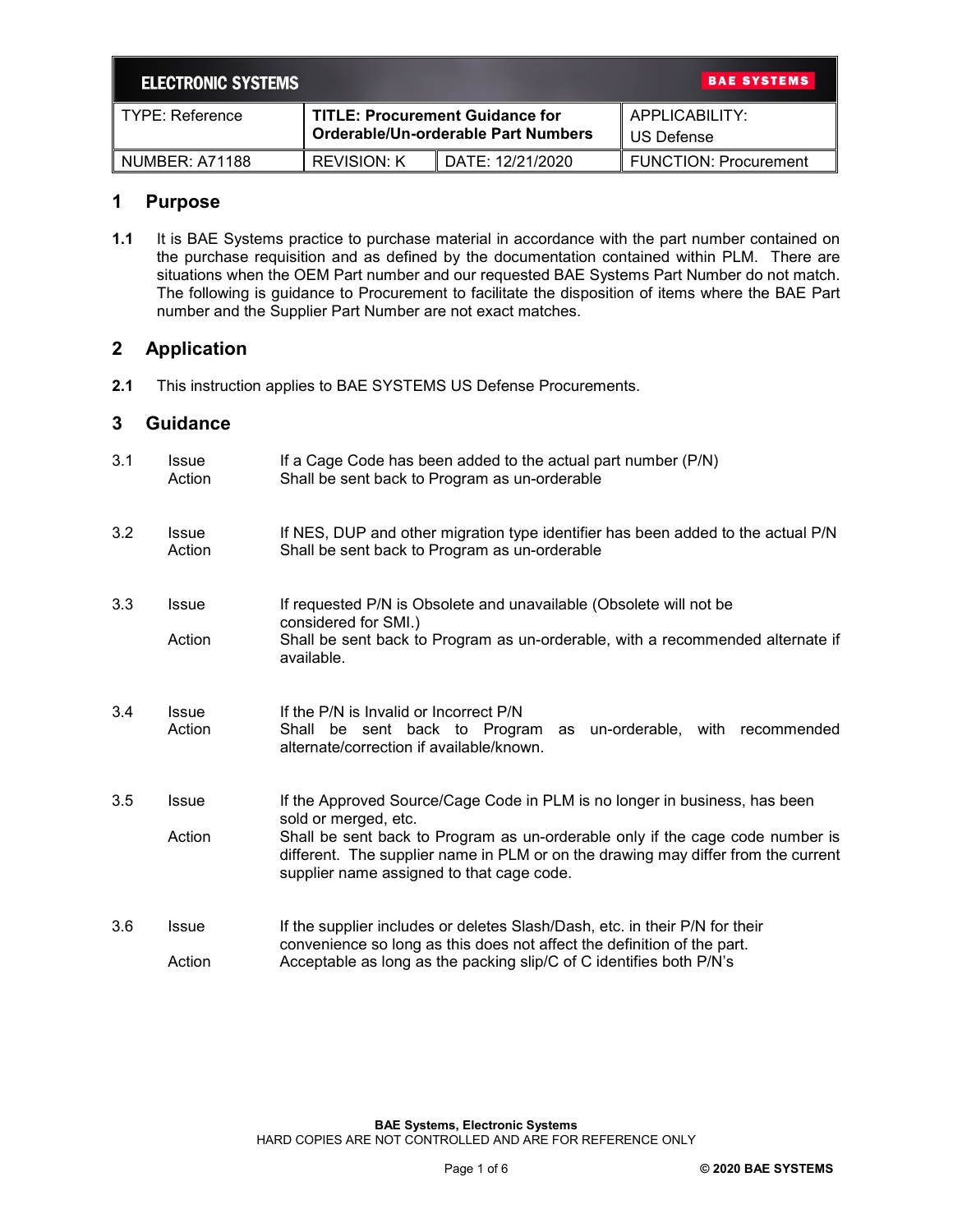| ELECTRONIC SYSTEMS | | | BAE SYSTEMS |
|---|---|---|---|
| TYPE: Reference | **TITLE: Procurement Guidance for Orderable/Un-orderable Part Numbers** | | APPLICABILITY: US Defense |
| NUMBER: A71188 | REVISION: K | DATE: 12/21/2020 | FUNCTION: Procurement |

## 1 Purpose

**1.1** It is BAE Systems practice to purchase material in accordance with the part number contained on the purchase requisition and as defined by the documentation contained within PLM. There are situations when the OEM Part number and our requested BAE Systems Part Number do not match. The following is guidance to Procurement to facilitate the disposition of items where the BAE Part number and the Supplier Part Number are not exact matches.

## 2 Application

**2.1** This instruction applies to BAE SYSTEMS US Defense Procurements.

## 3 Guidance

| | | |
|---|---|---|
| 3.1 | Issue | If a Cage Code has been added to the actual part number (P/N) |
| | Action | Shall be sent back to Program as un-orderable |
| 3.2 | Issue | If NES, DUP and other migration type identifier has been added to the actual P/N |
| | Action | Shall be sent back to Program as un-orderable |
| 3.3 | Issue | If requested P/N is Obsolete and unavailable (Obsolete will not be considered for SMI.) |
| | Action | Shall be sent back to Program as un-orderable, with a recommended alternate if available. |
| 3.4 | Issue | If the P/N is Invalid or Incorrect P/N |
| | Action | Shall be sent back to Program as un-orderable, with recommended alternate/correction if available/known. |
| 3.5 | Issue | If the Approved Source/Cage Code in PLM is no longer in business, has been sold or merged, etc. |
| | Action | Shall be sent back to Program as un-orderable only if the cage code number is different. The supplier name in PLM or on the drawing may differ from the current supplier name assigned to that cage code. |
| 3.6 | Issue | If the supplier includes or deletes Slash/Dash, etc. in their P/N for their convenience so long as this does not affect the definition of the part. |
| | Action | Acceptable as long as the packing slip/C of C identifies both P/N's |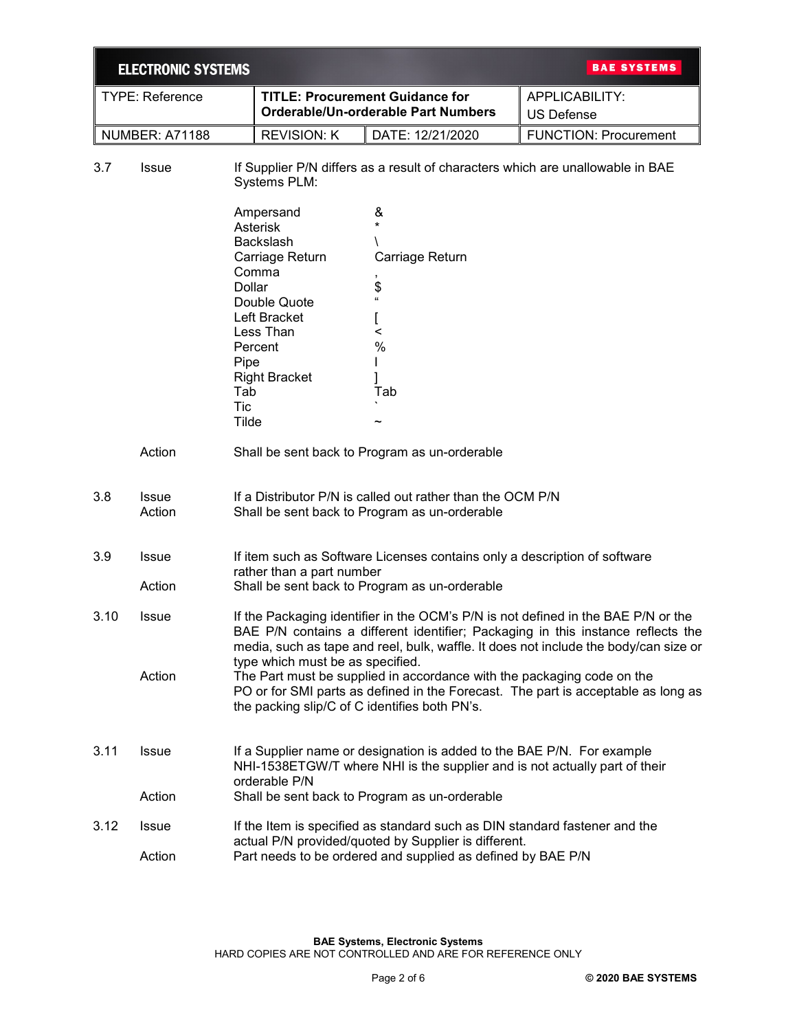| | | | |
|---|---|---|---|
| 3.7 | Issue | If Supplier P/N differs as a result of characters which are unallowable in BAE Systems PLM: | |

| Character | Symbol |
|---|---|
| Ampersand | & |
| Asterisk | * |
| Backslash | \ |
| Carriage Return | Carriage Return |
| Comma | , |
| Dollar | $ |
| Double Quote | " |
| Left Bracket | [ |
| Less Than | < |
| Percent | % |
| Pipe | I |
| Right Bracket | ] |
| Tab | Tab |
| Tic | ` |
| Tilde | ~ |

| | | |
|---|---|---|
| | Action | Shall be sent back to Program as un-orderable |
| 3.8 | Issue | If a Distributor P/N is called out rather than the OCM P/N |
| | Action | Shall be sent back to Program as un-orderable |
| 3.9 | Issue | If item such as Software Licenses contains only a description of software rather than a part number |
| | Action | Shall be sent back to Program as un-orderable |
| 3.10 | Issue | If the Packaging identifier in the OCM's P/N is not defined in the BAE P/N or the BAE P/N contains a different identifier; Packaging in this instance reflects the media, such as tape and reel, bulk, waffle. It does not include the body/can size or type which must be as specified. |
| | Action | The Part must be supplied in accordance with the packaging code on the PO or for SMI parts as defined in the Forecast. The part is acceptable as long as the packing slip/C of C identifies both PN's. |
| 3.11 | Issue | If a Supplier name or designation is added to the BAE P/N. For example NHI-1538ETGW/T where NHI is the supplier and is not actually part of their orderable P/N |
| | Action | Shall be sent back to Program as un-orderable |
| 3.12 | Issue | If the Item is specified as standard such as DIN standard fastener and the actual P/N provided/quoted by Supplier is different. |
| | Action | Part needs to be ordered and supplied as defined by BAE P/N |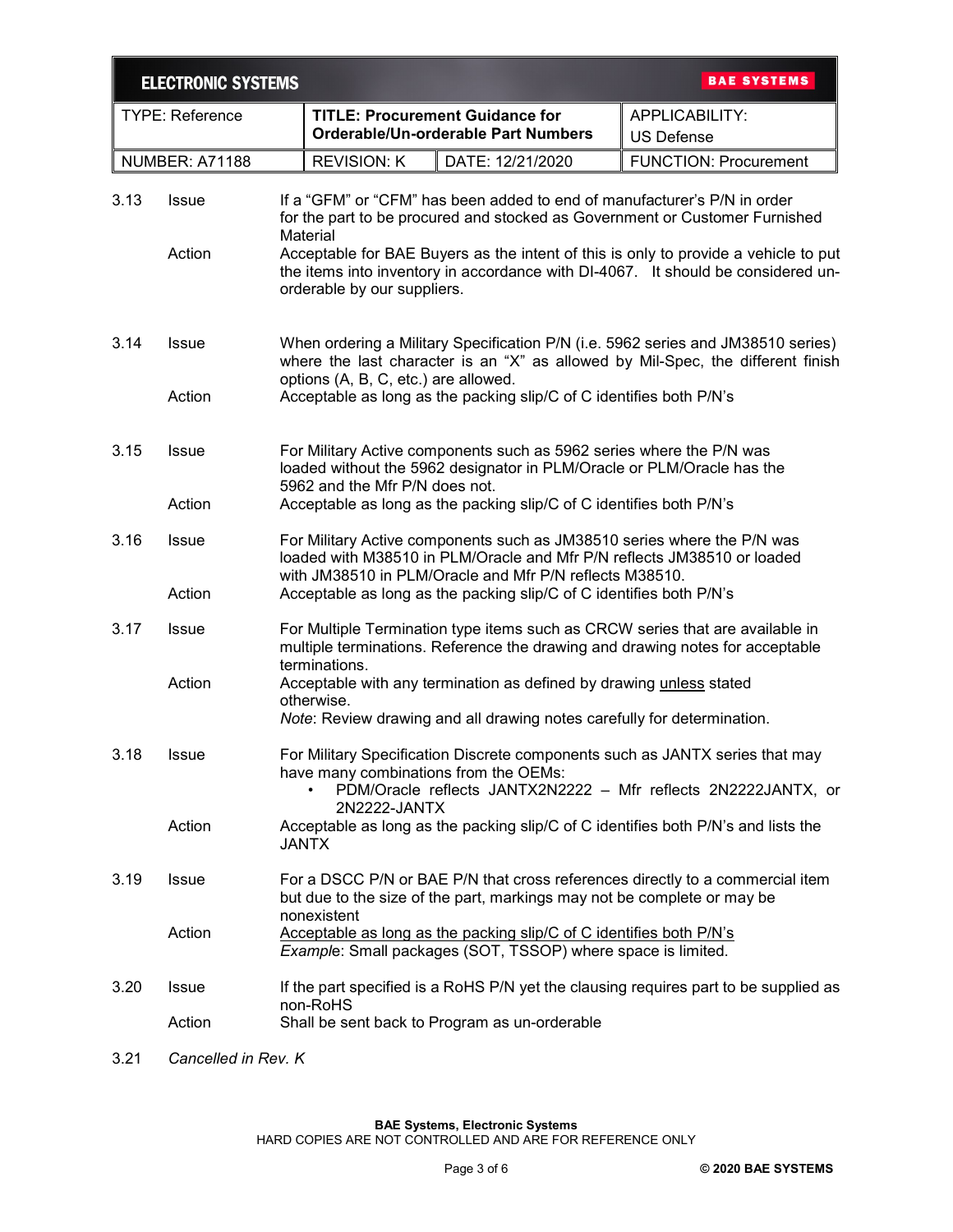| Section | Item | Description |
|---|---|---|
| 3.13 | Issue | If a "GFM" or "CFM" has been added to end of manufacturer's P/N in order for the part to be procured and stocked as Government or Customer Furnished Material |
| | Action | Acceptable for BAE Buyers as the intent of this is only to provide a vehicle to put the items into inventory in accordance with DI-4067. It should be considered un-orderable by our suppliers. |
| 3.14 | Issue | When ordering a Military Specification P/N (i.e. 5962 series and JM38510 series) where the last character is an "X" as allowed by Mil-Spec, the different finish options (A, B, C, etc.) are allowed. |
| | Action | Acceptable as long as the packing slip/C of C identifies both P/N's |
| 3.15 | Issue | For Military Active components such as 5962 series where the P/N was loaded without the 5962 designator in PLM/Oracle or PLM/Oracle has the 5962 and the Mfr P/N does not. |
| | Action | Acceptable as long as the packing slip/C of C identifies both P/N's |
| 3.16 | Issue | For Military Active components such as JM38510 series where the P/N was loaded with M38510 in PLM/Oracle and Mfr P/N reflects JM38510 or loaded with JM38510 in PLM/Oracle and Mfr P/N reflects M38510. |
| | Action | Acceptable as long as the packing slip/C of C identifies both P/N's |
| 3.17 | Issue | For Multiple Termination type items such as CRCW series that are available in multiple terminations. Reference the drawing and drawing notes for acceptable terminations. |
| | Action | Acceptable with any termination as defined by drawing <u>unless</u> stated otherwise.<br>*Note*: Review drawing and all drawing notes carefully for determination. |
| 3.18 | Issue | For Military Specification Discrete components such as JANTX series that may have many combinations from the OEMs:<br>• PDM/Oracle reflects JANTX2N2222 – Mfr reflects 2N2222JANTX, or 2N2222-JANTX |
| | Action | Acceptable as long as the packing slip/C of C identifies both P/N's and lists the JANTX |
| 3.19 | Issue | For a DSCC P/N or BAE P/N that cross references directly to a commercial item but due to the size of the part, markings may not be complete or may be nonexistent |
| | Action | <u>Acceptable as long as the packing slip/C of C identifies both P/N's</u><br>*Example*: Small packages (SOT, TSSOP) where space is limited. |
| 3.20 | Issue | If the part specified is a RoHS P/N yet the clausing requires part to be supplied as non-RoHS |
| | Action | Shall be sent back to Program as un-orderable |

3.21 *Cancelled in Rev. K*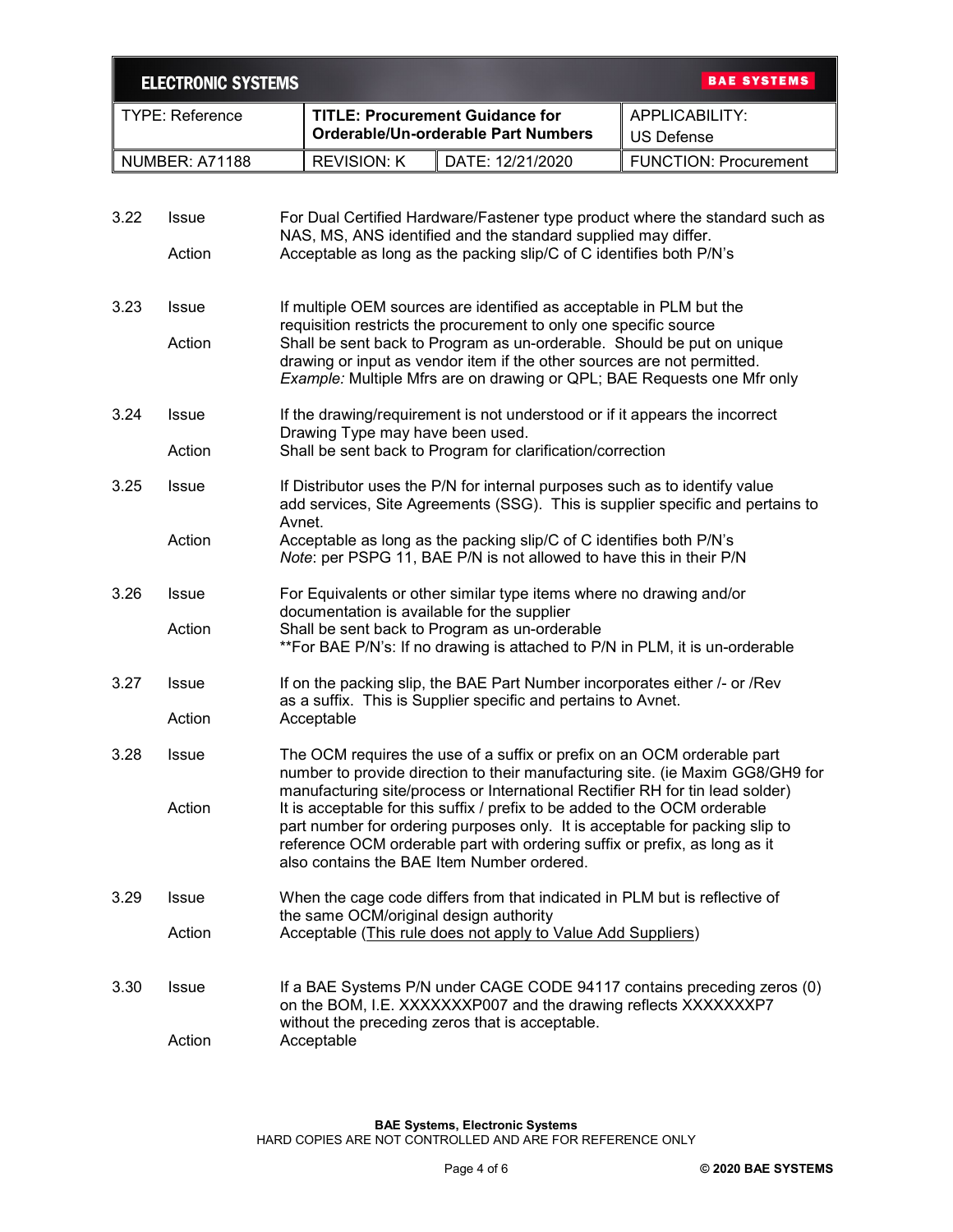| | | |
|---|---|---|
| 3.22 | Issue | For Dual Certified Hardware/Fastener type product where the standard such as NAS, MS, ANS identified and the standard supplied may differ. |
| | Action | Acceptable as long as the packing slip/C of C identifies both P/N's |
| 3.23 | Issue | If multiple OEM sources are identified as acceptable in PLM but the requisition restricts the procurement to only one specific source |
| | Action | Shall be sent back to Program as un-orderable. Should be put on unique drawing or input as vendor item if the other sources are not permitted. *Example:* Multiple Mfrs are on drawing or QPL; BAE Requests one Mfr only |
| 3.24 | Issue | If the drawing/requirement is not understood or if it appears the incorrect Drawing Type may have been used. |
| | Action | Shall be sent back to Program for clarification/correction |
| 3.25 | Issue | If Distributor uses the P/N for internal purposes such as to identify value add services, Site Agreements (SSG). This is supplier specific and pertains to Avnet. |
| | Action | Acceptable as long as the packing slip/C of C identifies both P/N's *Note*: per PSPG 11, BAE P/N is not allowed to have this in their P/N |
| 3.26 | Issue | For Equivalents or other similar type items where no drawing and/or documentation is available for the supplier |
| | Action | Shall be sent back to Program as un-orderable **For BAE P/N's: If no drawing is attached to P/N in PLM, it is un-orderable |
| 3.27 | Issue | If on the packing slip, the BAE Part Number incorporates either /- or /Rev as a suffix. This is Supplier specific and pertains to Avnet. |
| | Action | Acceptable |
| 3.28 | Issue | The OCM requires the use of a suffix or prefix on an OCM orderable part number to provide direction to their manufacturing site. (ie Maxim GG8/GH9 for manufacturing site/process or International Rectifier RH for tin lead solder) |
| | Action | It is acceptable for this suffix / prefix to be added to the OCM orderable part number for ordering purposes only. It is acceptable for packing slip to reference OCM orderable part with ordering suffix or prefix, as long as it also contains the BAE Item Number ordered. |
| 3.29 | Issue | When the cage code differs from that indicated in PLM but is reflective of the same OCM/original design authority |
| | Action | Acceptable (<u>This rule does not apply to Value Add Suppliers</u>) |
| 3.30 | Issue | If a BAE Systems P/N under CAGE CODE 94117 contains preceding zeros (0) on the BOM, I.E. XXXXXXXP007 and the drawing reflects XXXXXXXP7 without the preceding zeros that is acceptable. |
| | Action | Acceptable |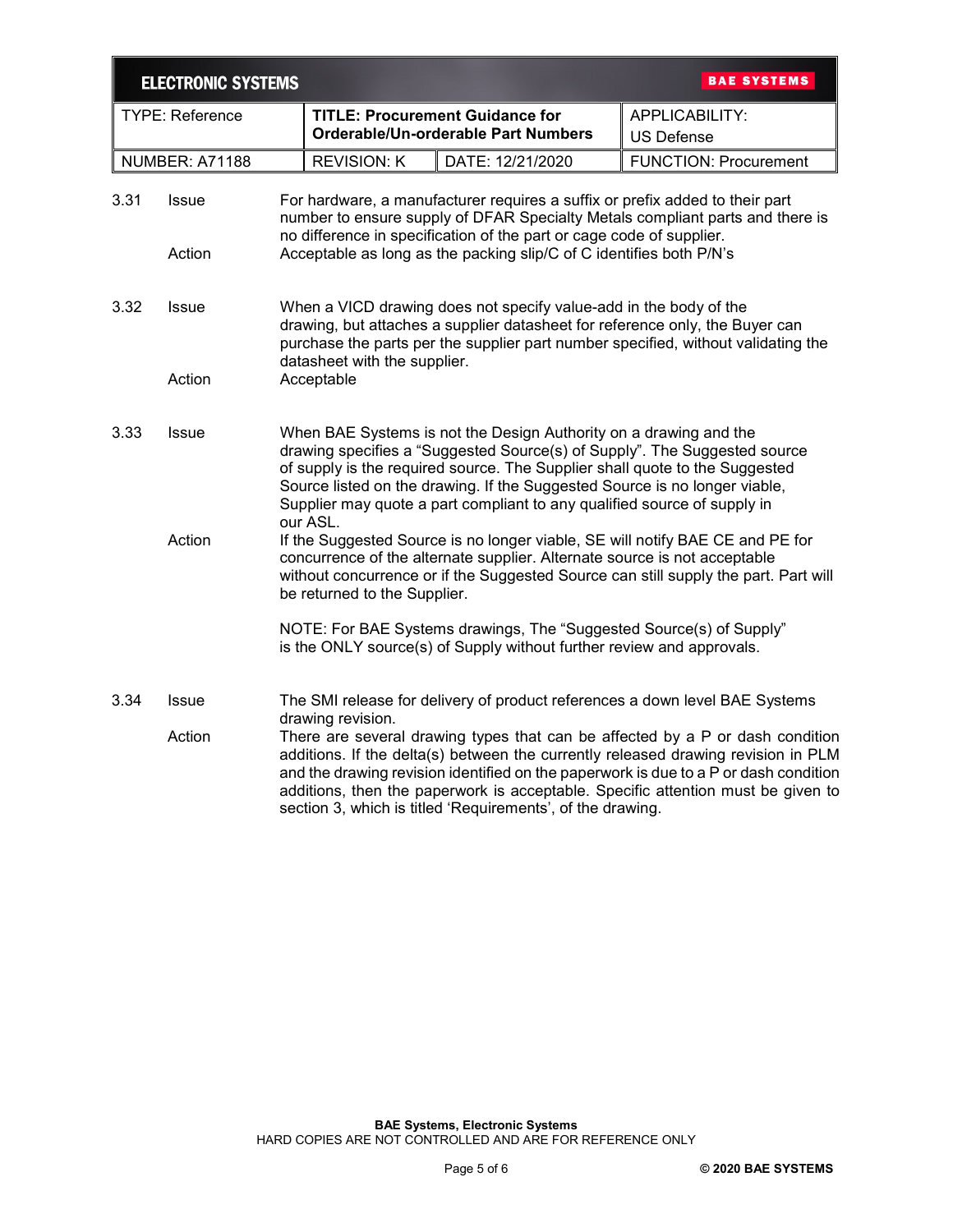3.31 **Issue**
For hardware, a manufacturer requires a suffix or prefix added to their part number to ensure supply of DFAR Specialty Metals compliant parts and there is no difference in specification of the part or cage code of supplier.

**Action**
Acceptable as long as the packing slip/C of C identifies both P/N's

3.32 **Issue**
When a VICD drawing does not specify value-add in the body of the drawing, but attaches a supplier datasheet for reference only, the Buyer can purchase the parts per the supplier part number specified, without validating the datasheet with the supplier.

**Action**
Acceptable

3.33 **Issue**
When BAE Systems is not the Design Authority on a drawing and the drawing specifies a "Suggested Source(s) of Supply". The Suggested source of supply is the required source. The Supplier shall quote to the Suggested Source listed on the drawing. If the Suggested Source is no longer viable, Supplier may quote a part compliant to any qualified source of supply in our ASL.

**Action**
If the Suggested Source is no longer viable, SE will notify BAE CE and PE for concurrence of the alternate supplier. Alternate source is not acceptable without concurrence or if the Suggested Source can still supply the part. Part will be returned to the Supplier.

NOTE: For BAE Systems drawings, The "Suggested Source(s) of Supply" is the ONLY source(s) of Supply without further review and approvals.

3.34 **Issue**
The SMI release for delivery of product references a down level BAE Systems drawing revision.

**Action**
There are several drawing types that can be affected by a P or dash condition additions. If the delta(s) between the currently released drawing revision in PLM and the drawing revision identified on the paperwork is due to a P or dash condition additions, then the paperwork is acceptable. Specific attention must be given to section 3, which is titled 'Requirements', of the drawing.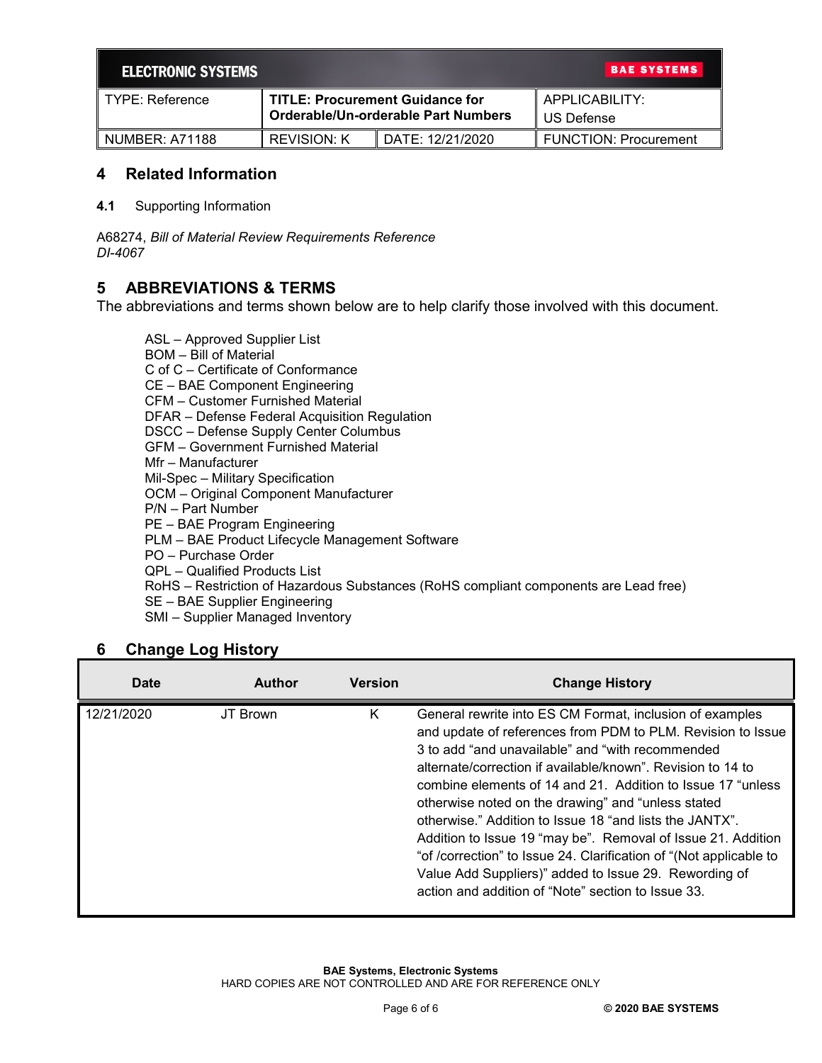## 4 Related Information

**4.1** Supporting Information

A68274, *Bill of Material Review Requirements Reference*
*DI-4067*

## 5 ABBREVIATIONS & TERMS

The abbreviations and terms shown below are to help clarify those involved with this document.

- ASL – Approved Supplier List
- BOM – Bill of Material
- C of C – Certificate of Conformance
- CE – BAE Component Engineering
- CFM – Customer Furnished Material
- DFAR – Defense Federal Acquisition Regulation
- DSCC – Defense Supply Center Columbus
- GFM – Government Furnished Material
- Mfr – Manufacturer
- Mil-Spec – Military Specification
- OCM – Original Component Manufacturer
- P/N – Part Number
- PE – BAE Program Engineering
- PLM – BAE Product Lifecycle Management Software
- PO – Purchase Order
- QPL – Qualified Products List
- RoHS – Restriction of Hazardous Substances (RoHS compliant components are Lead free)
- SE – BAE Supplier Engineering
- SMI – Supplier Managed Inventory

## 6 Change Log History

| Date | Author | Version | Change History |
|---|---|---|---|
| 12/21/2020 | JT Brown | K | General rewrite into ES CM Format, inclusion of examples and update of references from PDM to PLM. Revision to Issue 3 to add "and unavailable" and "with recommended alternate/correction if available/known". Revision to 14 to combine elements of 14 and 21. Addition to Issue 17 "unless otherwise noted on the drawing" and "unless stated otherwise." Addition to Issue 18 "and lists the JANTX". Addition to Issue 19 "may be". Removal of Issue 21. Addition "of /correction" to Issue 24. Clarification of "(Not applicable to Value Add Suppliers)" added to Issue 29. Rewording of action and addition of "Note" section to Issue 33. |